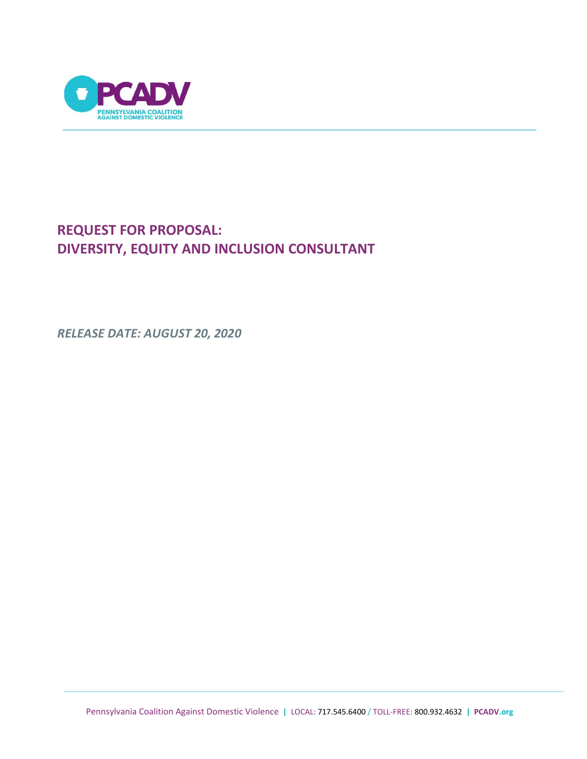PENNSYLVANIA COALITION AGAINST DOMESTIC VIOLENCE

# REQUEST FOR PROPOSAL: DIVERSITY, EQUITY AND INCLUSION CONSULTANT

***RELEASE DATE: AUGUST 20, 2020***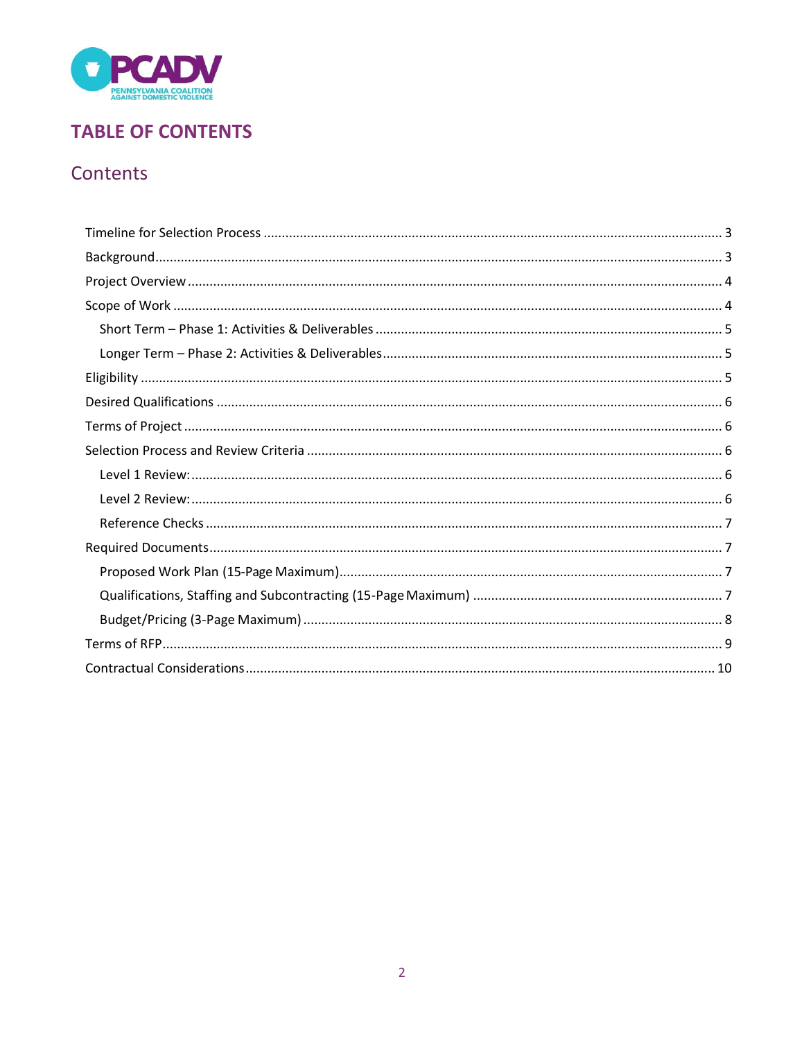# TABLE OF CONTENTS

## Contents

- Timeline for Selection Process ........ 3
- Background ........ 3
- Project Overview ........ 4
- Scope of Work ........ 4
  - Short Term – Phase 1: Activities & Deliverables ........ 5
  - Longer Term – Phase 2: Activities & Deliverables ........ 5
- Eligibility ........ 5
- Desired Qualifications ........ 6
- Terms of Project ........ 6
- Selection Process and Review Criteria ........ 6
  - Level 1 Review: ........ 6
  - Level 2 Review: ........ 6
  - Reference Checks ........ 7
- Required Documents ........ 7
  - Proposed Work Plan (15-Page Maximum) ........ 7
  - Qualifications, Staffing and Subcontracting (15-Page Maximum) ........ 7
  - Budget/Pricing (3-Page Maximum) ........ 8
- Terms of RFP ........ 9
- Contractual Considerations ........ 10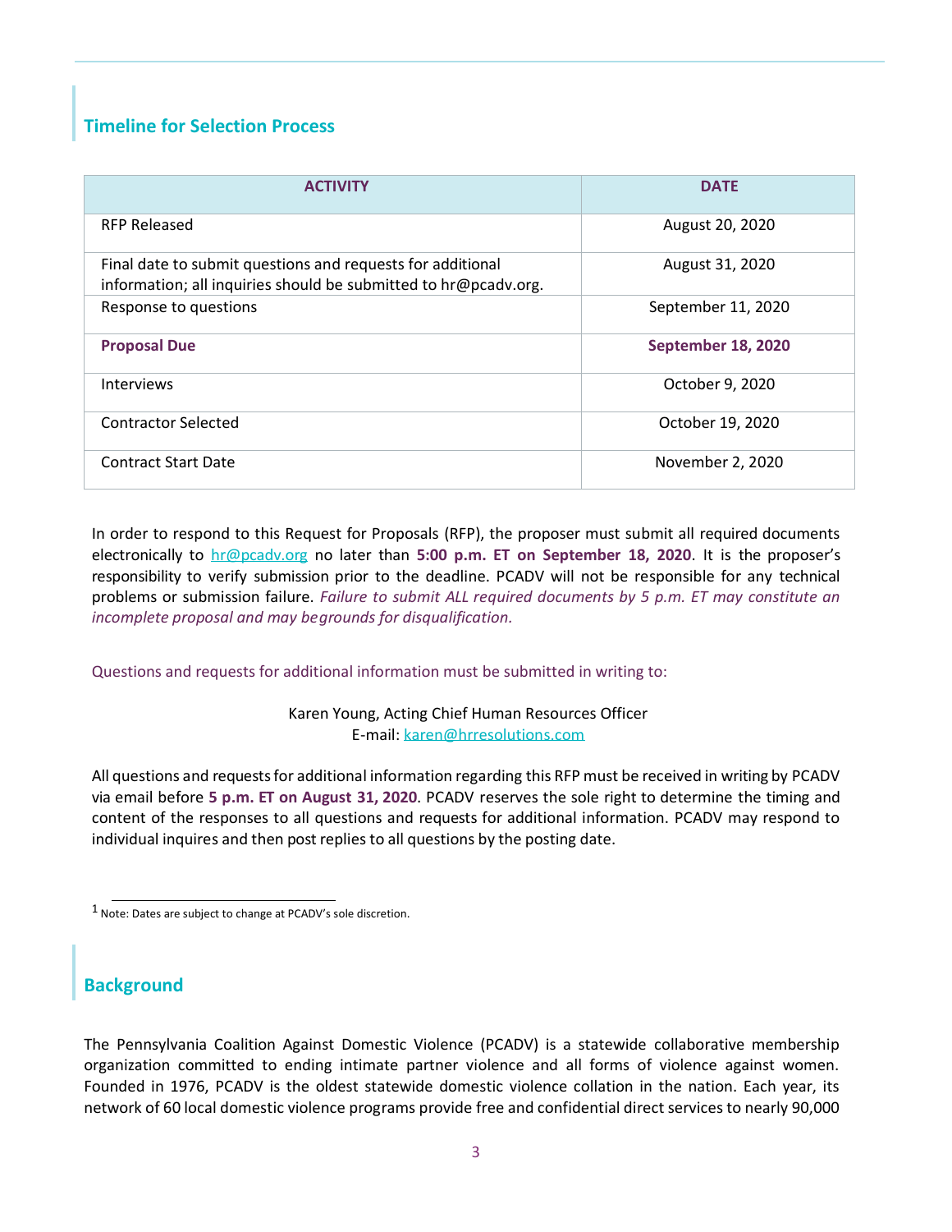## Timeline for Selection Process

| ACTIVITY | DATE |
|---|---|
| RFP Released | August 20, 2020 |
| Final date to submit questions and requests for additional information; all inquiries should be submitted to hr@pcadv.org. | August 31, 2020 |
| Response to questions | September 11, 2020 |
| **Proposal Due** | **September 18, 2020** |
| Interviews | October 9, 2020 |
| Contractor Selected | October 19, 2020 |
| Contract Start Date | November 2, 2020 |

In order to respond to this Request for Proposals (RFP), the proposer must submit all required documents electronically to hr@pcadv.org no later than **5:00 p.m. ET on September 18, 2020**. It is the proposer's responsibility to verify submission prior to the deadline. PCADV will not be responsible for any technical problems or submission failure. *Failure to submit ALL required documents by 5 p.m. ET may constitute an incomplete proposal and may begrounds for disqualification.*

Questions and requests for additional information must be submitted in writing to:

Karen Young, Acting Chief Human Resources Officer
E-mail: karen@hrresolutions.com

All questions and requests for additional information regarding this RFP must be received in writing by PCADV via email before **5 p.m. ET on August 31, 2020**. PCADV reserves the sole right to determine the timing and content of the responses to all questions and requests for additional information. PCADV may respond to individual inquires and then post replies to all questions by the posting date.

[1] Note: Dates are subject to change at PCADV's sole discretion.

## Background

The Pennsylvania Coalition Against Domestic Violence (PCADV) is a statewide collaborative membership organization committed to ending intimate partner violence and all forms of violence against women. Founded in 1976, PCADV is the oldest statewide domestic violence collation in the nation. Each year, its network of 60 local domestic violence programs provide free and confidential direct services to nearly 90,000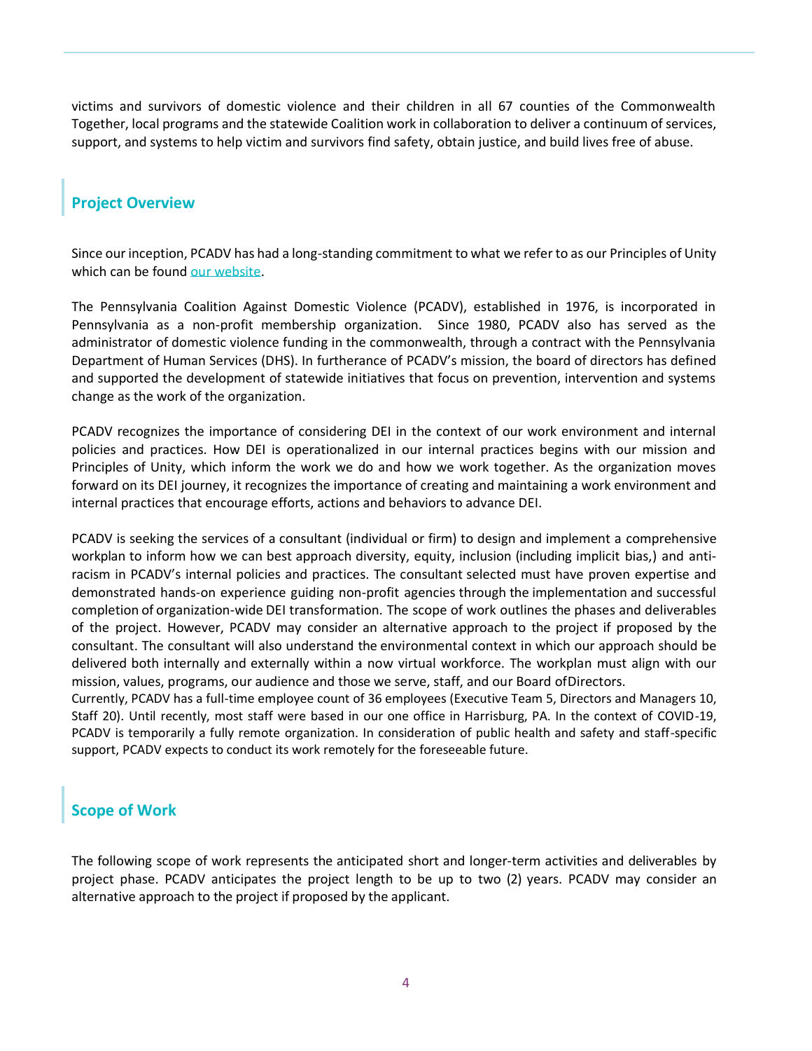victims and survivors of domestic violence and their children in all 67 counties of the Commonwealth Together, local programs and the statewide Coalition work in collaboration to deliver a continuum of services, support, and systems to help victim and survivors find safety, obtain justice, and build lives free of abuse.

## Project Overview

Since our inception, PCADV has had a long-standing commitment to what we refer to as our Principles of Unity which can be found our website.

The Pennsylvania Coalition Against Domestic Violence (PCADV), established in 1976, is incorporated in Pennsylvania as a non-profit membership organization. Since 1980, PCADV also has served as the administrator of domestic violence funding in the commonwealth, through a contract with the Pennsylvania Department of Human Services (DHS). In furtherance of PCADV's mission, the board of directors has defined and supported the development of statewide initiatives that focus on prevention, intervention and systems change as the work of the organization.

PCADV recognizes the importance of considering DEI in the context of our work environment and internal policies and practices. How DEI is operationalized in our internal practices begins with our mission and Principles of Unity, which inform the work we do and how we work together. As the organization moves forward on its DEI journey, it recognizes the importance of creating and maintaining a work environment and internal practices that encourage efforts, actions and behaviors to advance DEI.

PCADV is seeking the services of a consultant (individual or firm) to design and implement a comprehensive workplan to inform how we can best approach diversity, equity, inclusion (including implicit bias,) and anti-racism in PCADV's internal policies and practices. The consultant selected must have proven expertise and demonstrated hands-on experience guiding non-profit agencies through the implementation and successful completion of organization-wide DEI transformation. The scope of work outlines the phases and deliverables of the project. However, PCADV may consider an alternative approach to the project if proposed by the consultant. The consultant will also understand the environmental context in which our approach should be delivered both internally and externally within a now virtual workforce. The workplan must align with our mission, values, programs, our audience and those we serve, staff, and our Board ofDirectors.
Currently, PCADV has a full-time employee count of 36 employees (Executive Team 5, Directors and Managers 10, Staff 20). Until recently, most staff were based in our one office in Harrisburg, PA. In the context of COVID-19, PCADV is temporarily a fully remote organization. In consideration of public health and safety and staff-specific support, PCADV expects to conduct its work remotely for the foreseeable future.

## Scope of Work

The following scope of work represents the anticipated short and longer-term activities and deliverables by project phase. PCADV anticipates the project length to be up to two (2) years. PCADV may consider an alternative approach to the project if proposed by the applicant.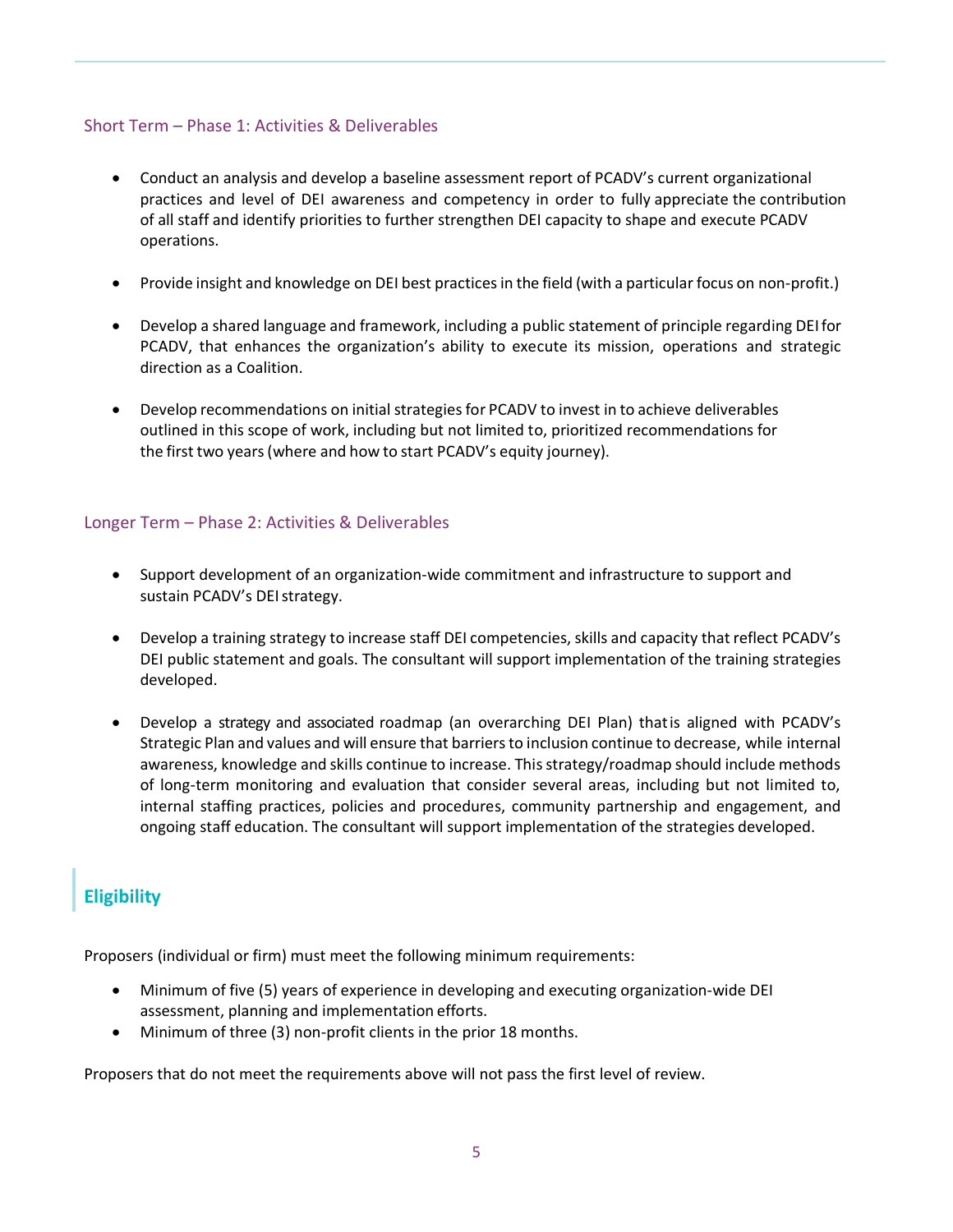### Short Term – Phase 1: Activities & Deliverables

- Conduct an analysis and develop a baseline assessment report of PCADV's current organizational practices and level of DEI awareness and competency in order to fully appreciate the contribution of all staff and identify priorities to further strengthen DEI capacity to shape and execute PCADV operations.
- Provide insight and knowledge on DEI best practices in the field (with a particular focus on non-profit.)
- Develop a shared language and framework, including a public statement of principle regarding DEI for PCADV, that enhances the organization's ability to execute its mission, operations and strategic direction as a Coalition.
- Develop recommendations on initial strategies for PCADV to invest in to achieve deliverables outlined in this scope of work, including but not limited to, prioritized recommendations for the first two years (where and how to start PCADV's equity journey).

### Longer Term – Phase 2: Activities & Deliverables

- Support development of an organization-wide commitment and infrastructure to support and sustain PCADV's DEI strategy.
- Develop a training strategy to increase staff DEI competencies, skills and capacity that reflect PCADV's DEI public statement and goals. The consultant will support implementation of the training strategies developed.
- Develop a strategy and associated roadmap (an overarching DEI Plan) that is aligned with PCADV's Strategic Plan and values and will ensure that barriers to inclusion continue to decrease, while internal awareness, knowledge and skills continue to increase. This strategy/roadmap should include methods of long-term monitoring and evaluation that consider several areas, including but not limited to, internal staffing practices, policies and procedures, community partnership and engagement, and ongoing staff education. The consultant will support implementation of the strategies developed.

## Eligibility

Proposers (individual or firm) must meet the following minimum requirements:

- Minimum of five (5) years of experience in developing and executing organization-wide DEI assessment, planning and implementation efforts.
- Minimum of three (3) non-profit clients in the prior 18 months.

Proposers that do not meet the requirements above will not pass the first level of review.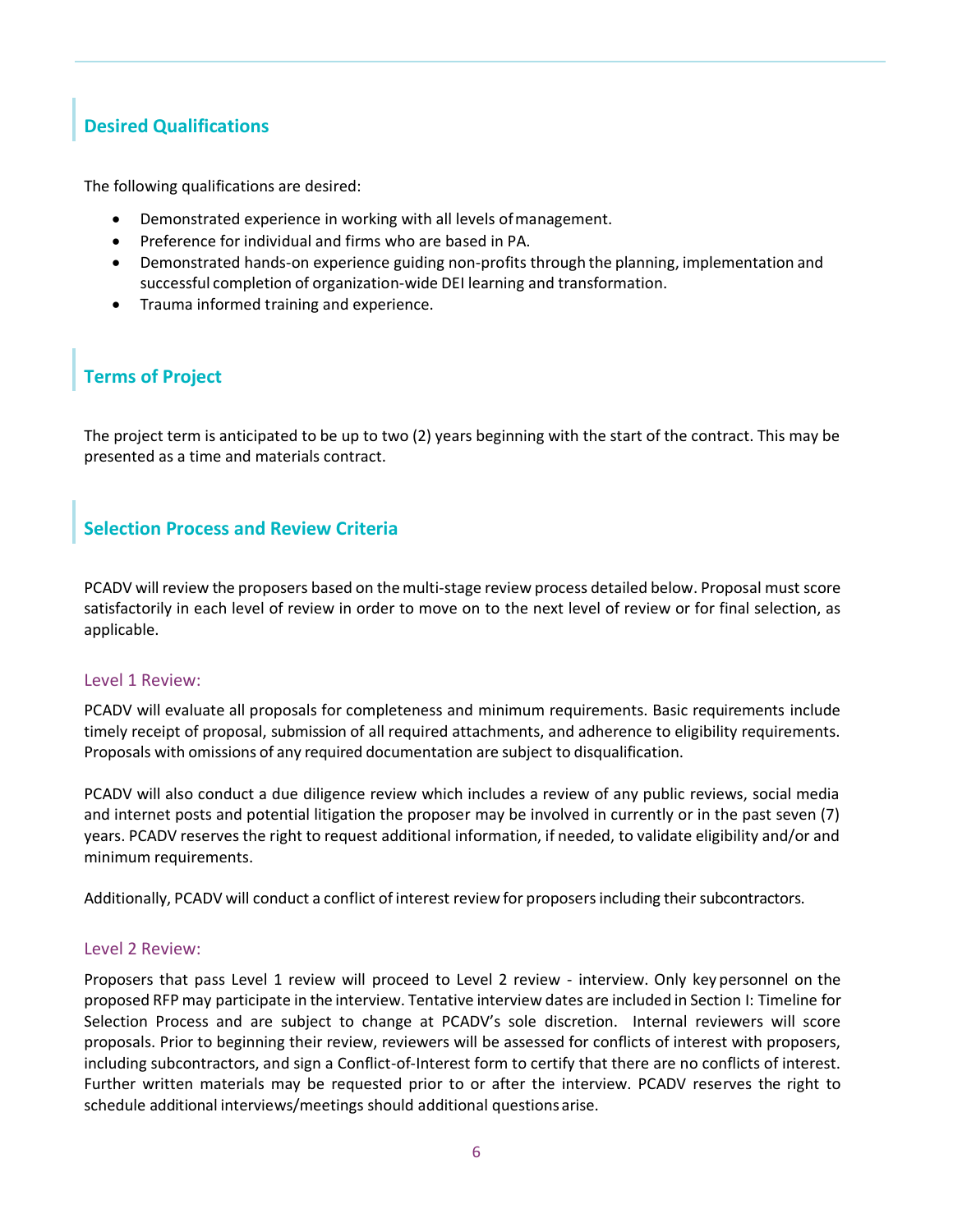## Desired Qualifications

The following qualifications are desired:

- Demonstrated experience in working with all levels of management.
- Preference for individual and firms who are based in PA.
- Demonstrated hands-on experience guiding non-profits through the planning, implementation and successful completion of organization-wide DEI learning and transformation.
- Trauma informed training and experience.

## Terms of Project

The project term is anticipated to be up to two (2) years beginning with the start of the contract. This may be presented as a time and materials contract.

## Selection Process and Review Criteria

PCADV will review the proposers based on the multi-stage review process detailed below. Proposal must score satisfactorily in each level of review in order to move on to the next level of review or for final selection, as applicable.

### Level 1 Review:

PCADV will evaluate all proposals for completeness and minimum requirements. Basic requirements include timely receipt of proposal, submission of all required attachments, and adherence to eligibility requirements. Proposals with omissions of any required documentation are subject to disqualification.

PCADV will also conduct a due diligence review which includes a review of any public reviews, social media and internet posts and potential litigation the proposer may be involved in currently or in the past seven (7) years. PCADV reserves the right to request additional information, if needed, to validate eligibility and/or and minimum requirements.

Additionally, PCADV will conduct a conflict of interest review for proposers including their subcontractors.

### Level 2 Review:

Proposers that pass Level 1 review will proceed to Level 2 review - interview. Only key personnel on the proposed RFP may participate in the interview. Tentative interview dates are included in Section I: Timeline for Selection Process and are subject to change at PCADV's sole discretion. Internal reviewers will score proposals. Prior to beginning their review, reviewers will be assessed for conflicts of interest with proposers, including subcontractors, and sign a Conflict-of-Interest form to certify that there are no conflicts of interest. Further written materials may be requested prior to or after the interview. PCADV reserves the right to schedule additional interviews/meetings should additional questions arise.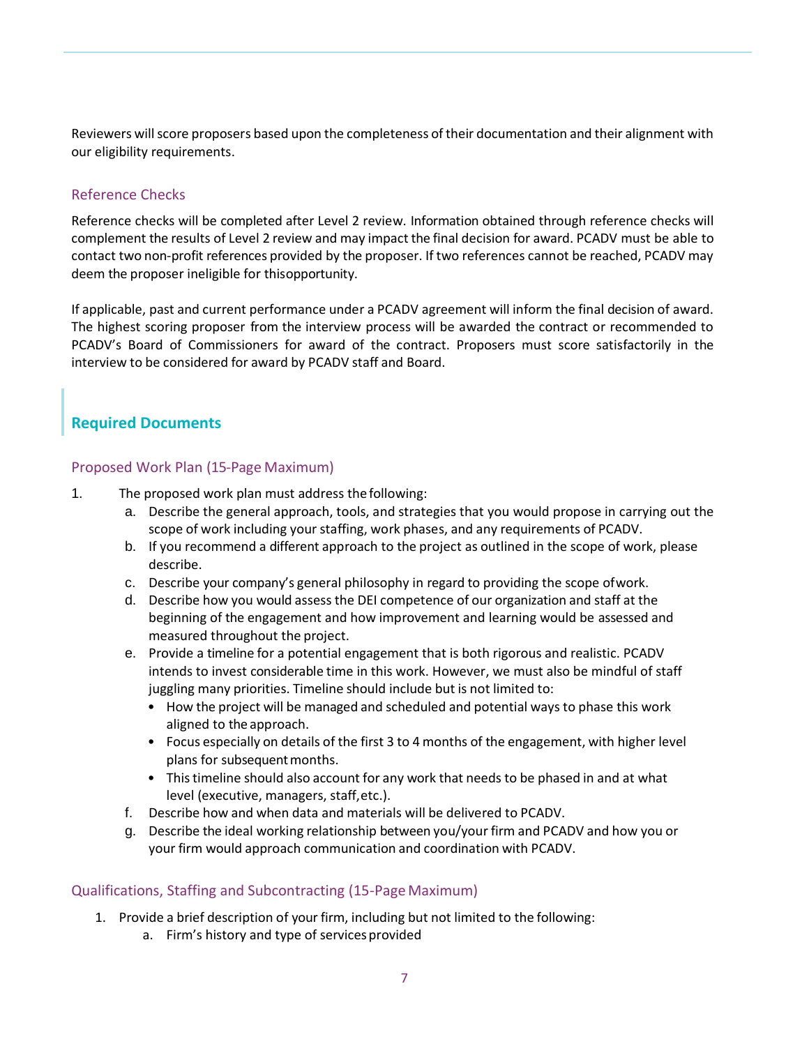Reviewers will score proposers based upon the completeness of their documentation and their alignment with our eligibility requirements.

### Reference Checks

Reference checks will be completed after Level 2 review. Information obtained through reference checks will complement the results of Level 2 review and may impact the final decision for award. PCADV must be able to contact two non-profit references provided by the proposer. If two references cannot be reached, PCADV may deem the proposer ineligible for thisopportunity.

If applicable, past and current performance under a PCADV agreement will inform the final decision of award. The highest scoring proposer from the interview process will be awarded the contract or recommended to PCADV's Board of Commissioners for award of the contract. Proposers must score satisfactorily in the interview to be considered for award by PCADV staff and Board.

## Required Documents

### Proposed Work Plan (15-Page Maximum)

1. The proposed work plan must address the following:
   a. Describe the general approach, tools, and strategies that you would propose in carrying out the scope of work including your staffing, work phases, and any requirements of PCADV.
   b. If you recommend a different approach to the project as outlined in the scope of work, please describe.
   c. Describe your company's general philosophy in regard to providing the scope ofwork.
   d. Describe how you would assess the DEI competence of our organization and staff at the beginning of the engagement and how improvement and learning would be assessed and measured throughout the project.
   e. Provide a timeline for a potential engagement that is both rigorous and realistic. PCADV intends to invest considerable time in this work. However, we must also be mindful of staff juggling many priorities. Timeline should include but is not limited to:
      - How the project will be managed and scheduled and potential ways to phase this work aligned to the approach.
      - Focus especially on details of the first 3 to 4 months of the engagement, with higher level plans for subsequent months.
      - This timeline should also account for any work that needs to be phased in and at what level (executive, managers, staff, etc.).
   f. Describe how and when data and materials will be delivered to PCADV.
   g. Describe the ideal working relationship between you/your firm and PCADV and how you or your firm would approach communication and coordination with PCADV.

### Qualifications, Staffing and Subcontracting (15-Page Maximum)

1. Provide a brief description of your firm, including but not limited to the following:
   a. Firm's history and type of services provided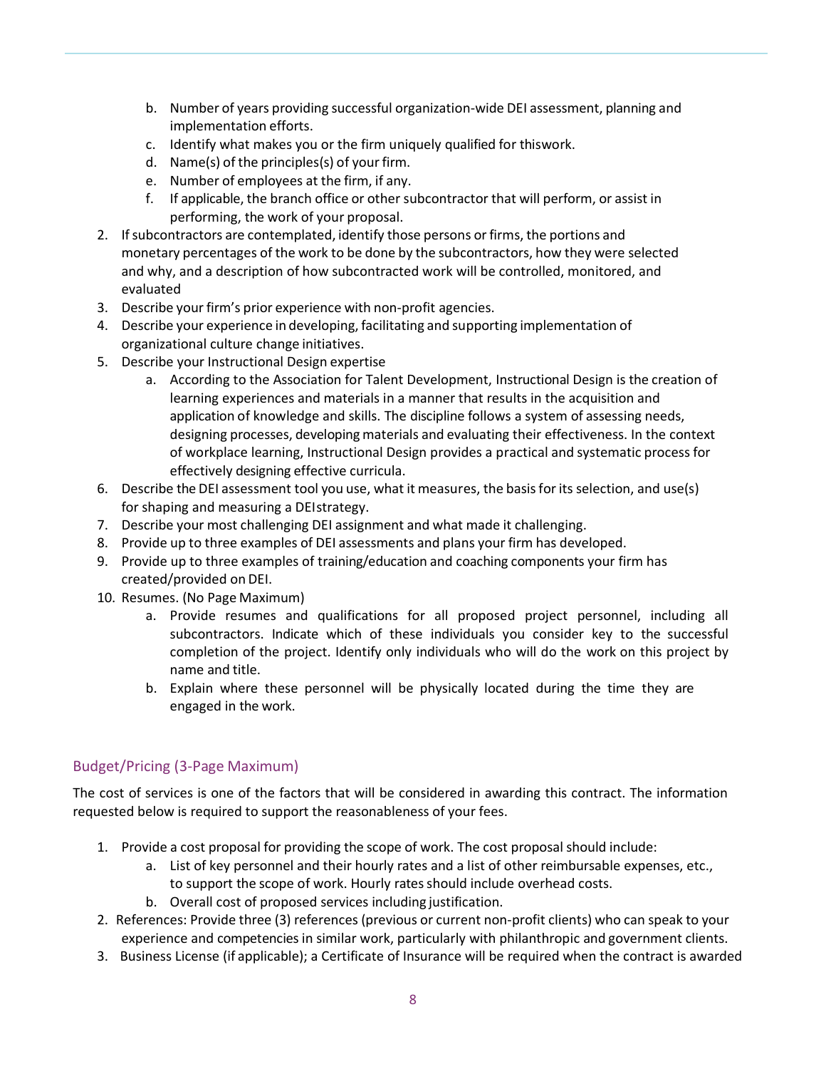b. Number of years providing successful organization-wide DEI assessment, planning and implementation efforts.
   c. Identify what makes you or the firm uniquely qualified for thiswork.
   d. Name(s) of the principles(s) of your firm.
   e. Number of employees at the firm, if any.
   f. If applicable, the branch office or other subcontractor that will perform, or assist in performing, the work of your proposal.
2. If subcontractors are contemplated, identify those persons or firms, the portions and monetary percentages of the work to be done by the subcontractors, how they were selected and why, and a description of how subcontracted work will be controlled, monitored, and evaluated
3. Describe your firm's prior experience with non-profit agencies.
4. Describe your experience in developing, facilitating and supporting implementation of organizational culture change initiatives.
5. Describe your Instructional Design expertise
   a. According to the Association for Talent Development, Instructional Design is the creation of learning experiences and materials in a manner that results in the acquisition and application of knowledge and skills. The discipline follows a system of assessing needs, designing processes, developing materials and evaluating their effectiveness. In the context of workplace learning, Instructional Design provides a practical and systematic process for effectively designing effective curricula.
6. Describe the DEI assessment tool you use, what it measures, the basis for its selection, and use(s) for shaping and measuring a DEIstrategy.
7. Describe your most challenging DEI assignment and what made it challenging.
8. Provide up to three examples of DEI assessments and plans your firm has developed.
9. Provide up to three examples of training/education and coaching components your firm has created/provided on DEI.
10. Resumes. (No Page Maximum)
    a. Provide resumes and qualifications for all proposed project personnel, including all subcontractors. Indicate which of these individuals you consider key to the successful completion of the project. Identify only individuals who will do the work on this project by name and title.
    b. Explain where these personnel will be physically located during the time they are engaged in the work.

## Budget/Pricing (3-Page Maximum)

The cost of services is one of the factors that will be considered in awarding this contract. The information requested below is required to support the reasonableness of your fees.

1. Provide a cost proposal for providing the scope of work. The cost proposal should include:
   a. List of key personnel and their hourly rates and a list of other reimbursable expenses, etc., to support the scope of work. Hourly rates should include overhead costs.
   b. Overall cost of proposed services including justification.
2. References: Provide three (3) references (previous or current non-profit clients) who can speak to your experience and competencies in similar work, particularly with philanthropic and government clients.
3. Business License (if applicable); a Certificate of Insurance will be required when the contract is awarded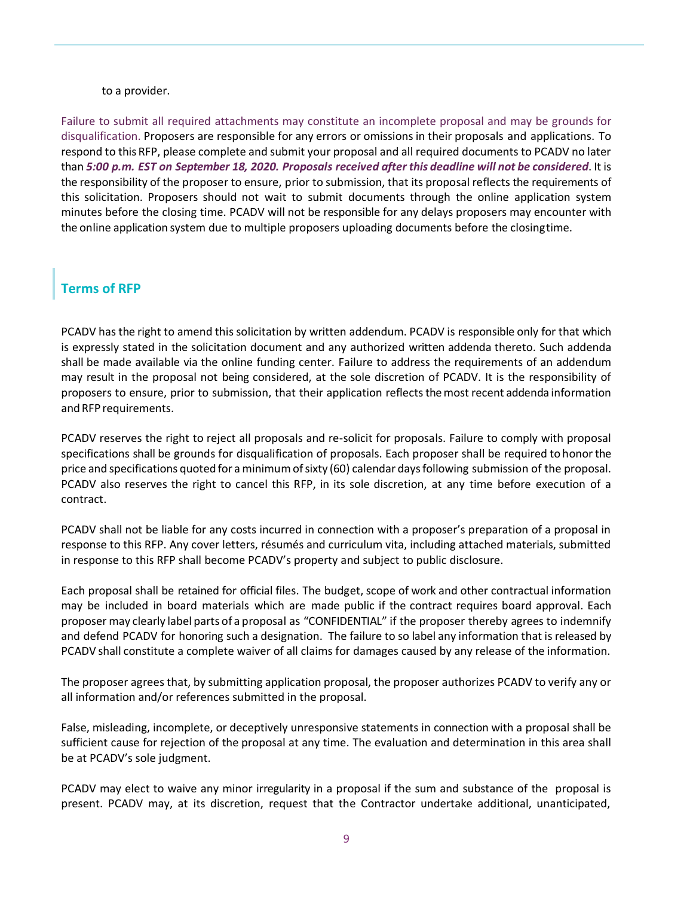to a provider.

Failure to submit all required attachments may constitute an incomplete proposal and may be grounds for disqualification. Proposers are responsible for any errors or omissions in their proposals and applications. To respond to this RFP, please complete and submit your proposal and all required documents to PCADV no later than ***5:00 p.m. EST on September 18, 2020. Proposals received after this deadline will not be considered***. It is the responsibility of the proposer to ensure, prior to submission, that its proposal reflects the requirements of this solicitation. Proposers should not wait to submit documents through the online application system minutes before the closing time. PCADV will not be responsible for any delays proposers may encounter with the online application system due to multiple proposers uploading documents before the closing time.

## Terms of RFP

PCADV has the right to amend this solicitation by written addendum. PCADV is responsible only for that which is expressly stated in the solicitation document and any authorized written addenda thereto. Such addenda shall be made available via the online funding center. Failure to address the requirements of an addendum may result in the proposal not being considered, at the sole discretion of PCADV. It is the responsibility of proposers to ensure, prior to submission, that their application reflects the most recent addenda information and RFP requirements.

PCADV reserves the right to reject all proposals and re-solicit for proposals. Failure to comply with proposal specifications shall be grounds for disqualification of proposals. Each proposer shall be required to honor the price and specifications quoted for a minimum of sixty (60) calendar days following submission of the proposal. PCADV also reserves the right to cancel this RFP, in its sole discretion, at any time before execution of a contract.

PCADV shall not be liable for any costs incurred in connection with a proposer's preparation of a proposal in response to this RFP. Any cover letters, résumés and curriculum vita, including attached materials, submitted in response to this RFP shall become PCADV's property and subject to public disclosure.

Each proposal shall be retained for official files. The budget, scope of work and other contractual information may be included in board materials which are made public if the contract requires board approval. Each proposer may clearly label parts of a proposal as "CONFIDENTIAL" if the proposer thereby agrees to indemnify and defend PCADV for honoring such a designation. The failure to so label any information that is released by PCADV shall constitute a complete waiver of all claims for damages caused by any release of the information.

The proposer agrees that, by submitting application proposal, the proposer authorizes PCADV to verify any or all information and/or references submitted in the proposal.

False, misleading, incomplete, or deceptively unresponsive statements in connection with a proposal shall be sufficient cause for rejection of the proposal at any time. The evaluation and determination in this area shall be at PCADV's sole judgment.

PCADV may elect to waive any minor irregularity in a proposal if the sum and substance of the proposal is present. PCADV may, at its discretion, request that the Contractor undertake additional, unanticipated,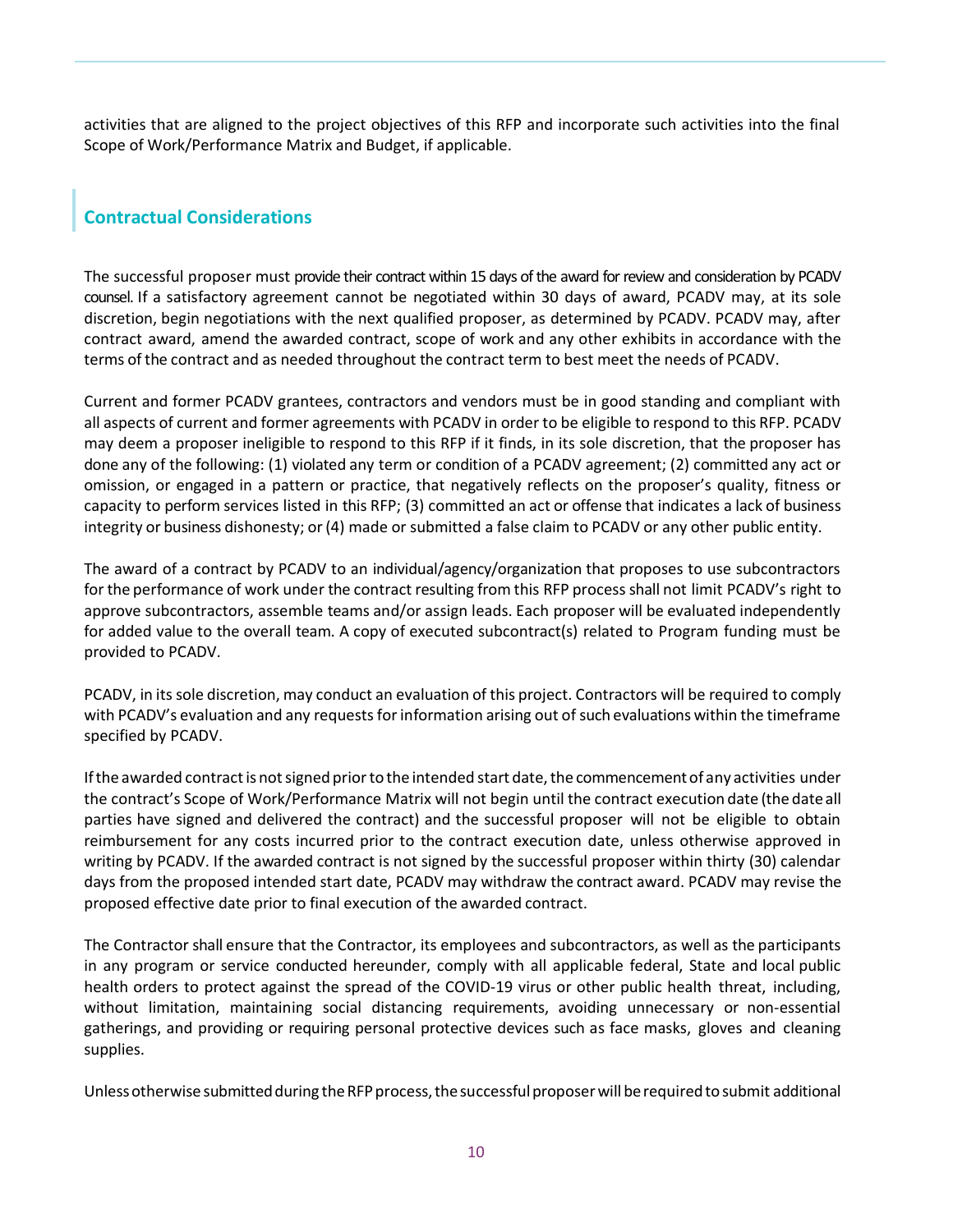activities that are aligned to the project objectives of this RFP and incorporate such activities into the final Scope of Work/Performance Matrix and Budget, if applicable.

## Contractual Considerations

The successful proposer must provide their contract within 15 days of the award for review and consideration by PCADV counsel. If a satisfactory agreement cannot be negotiated within 30 days of award, PCADV may, at its sole discretion, begin negotiations with the next qualified proposer, as determined by PCADV. PCADV may, after contract award, amend the awarded contract, scope of work and any other exhibits in accordance with the terms of the contract and as needed throughout the contract term to best meet the needs of PCADV.

Current and former PCADV grantees, contractors and vendors must be in good standing and compliant with all aspects of current and former agreements with PCADV in order to be eligible to respond to this RFP. PCADV may deem a proposer ineligible to respond to this RFP if it finds, in its sole discretion, that the proposer has done any of the following: (1) violated any term or condition of a PCADV agreement; (2) committed any act or omission, or engaged in a pattern or practice, that negatively reflects on the proposer's quality, fitness or capacity to perform services listed in this RFP; (3) committed an act or offense that indicates a lack of business integrity or business dishonesty; or (4) made or submitted a false claim to PCADV or any other public entity.

The award of a contract by PCADV to an individual/agency/organization that proposes to use subcontractors for the performance of work under the contract resulting from this RFP process shall not limit PCADV's right to approve subcontractors, assemble teams and/or assign leads. Each proposer will be evaluated independently for added value to the overall team. A copy of executed subcontract(s) related to Program funding must be provided to PCADV.

PCADV, in its sole discretion, may conduct an evaluation of this project. Contractors will be required to comply with PCADV's evaluation and any requests for information arising out of such evaluations within the timeframe specified by PCADV.

If the awarded contract is not signed prior to the intended start date, the commencement of any activities under the contract's Scope of Work/Performance Matrix will not begin until the contract execution date (the date all parties have signed and delivered the contract) and the successful proposer will not be eligible to obtain reimbursement for any costs incurred prior to the contract execution date, unless otherwise approved in writing by PCADV. If the awarded contract is not signed by the successful proposer within thirty (30) calendar days from the proposed intended start date, PCADV may withdraw the contract award. PCADV may revise the proposed effective date prior to final execution of the awarded contract.

The Contractor shall ensure that the Contractor, its employees and subcontractors, as well as the participants in any program or service conducted hereunder, comply with all applicable federal, State and local public health orders to protect against the spread of the COVID-19 virus or other public health threat, including, without limitation, maintaining social distancing requirements, avoiding unnecessary or non-essential gatherings, and providing or requiring personal protective devices such as face masks, gloves and cleaning supplies.

Unless otherwise submitted during the RFP process, the successful proposer will be required to submit additional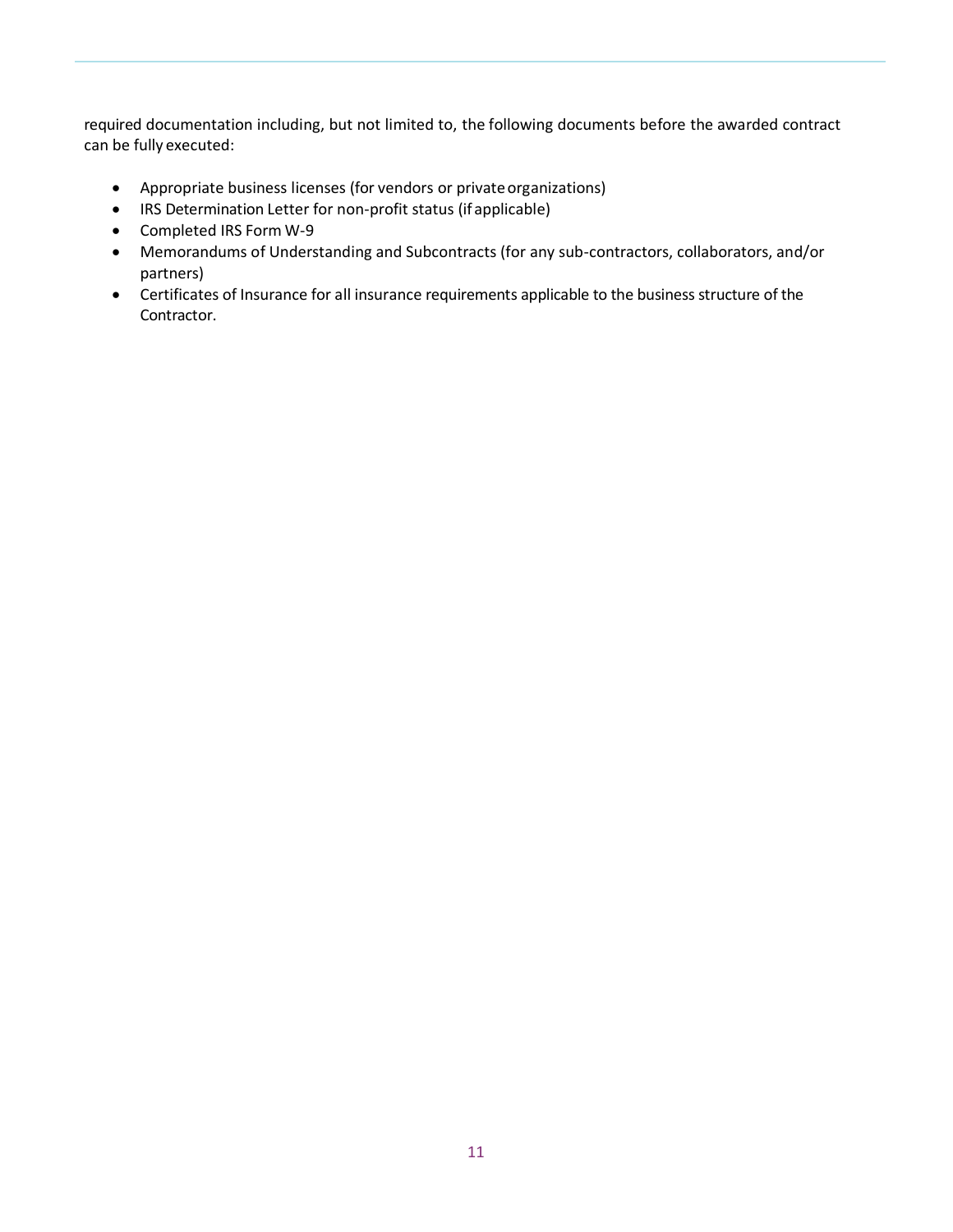required documentation including, but not limited to, the following documents before the awarded contract can be fully executed:

- Appropriate business licenses (for vendors or private organizations)
- IRS Determination Letter for non-profit status (if applicable)
- Completed IRS Form W-9
- Memorandums of Understanding and Subcontracts (for any sub-contractors, collaborators, and/or partners)
- Certificates of Insurance for all insurance requirements applicable to the business structure of the Contractor.